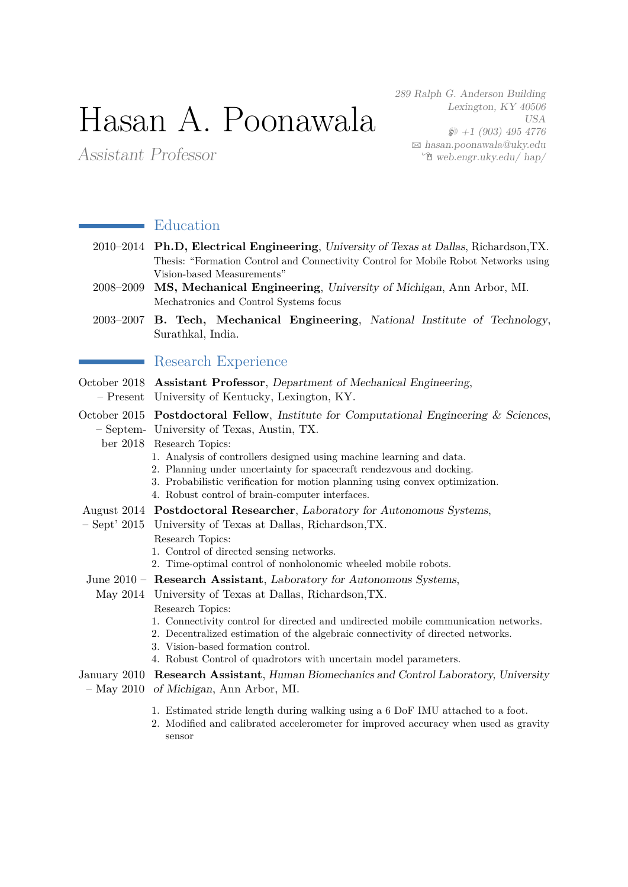# Hasan A. Poonawala

*Assistant Professor*

*289 Ralph G. Anderson Building*
*Lexington, KY 40506*
*USA*
*+1 (903) 495 4776*
*hasan.poonawala@uky.edu*
*web.engr.uky.edu/ hap/*

## Education

2010–2014 **Ph.D, Electrical Engineering**, *University of Texas at Dallas*, Richardson,TX.
Thesis: "Formation Control and Connectivity Control for Mobile Robot Networks using Vision-based Measurements"

2008–2009 **MS, Mechanical Engineering**, *University of Michigan*, Ann Arbor, MI.
Mechatronics and Control Systems focus

2003–2007 **B. Tech, Mechanical Engineering**, *National Institute of Technology*, Surathkal, India.

## Research Experience

October 2018 – Present **Assistant Professor**, *Department of Mechanical Engineering*, University of Kentucky, Lexington, KY.

October 2015 – September 2018 **Postdoctoral Fellow**, *Institute for Computational Engineering & Sciences*, University of Texas, Austin, TX.
Research Topics:
1. Analysis of controllers designed using machine learning and data.
2. Planning under uncertainty for spacecraft rendezvous and docking.
3. Probabilistic verification for motion planning using convex optimization.
4. Robust control of brain-computer interfaces.

August 2014 – Sept' 2015 **Postdoctoral Researcher**, *Laboratory for Autonomous Systems*, University of Texas at Dallas, Richardson,TX.
Research Topics:
1. Control of directed sensing networks.
2. Time-optimal control of nonholonomic wheeled mobile robots.

June 2010 – May 2014 **Research Assistant**, *Laboratory for Autonomous Systems*, University of Texas at Dallas, Richardson,TX.
Research Topics:
1. Connectivity control for directed and undirected mobile communication networks.
2. Decentralized estimation of the algebraic connectivity of directed networks.
3. Vision-based formation control.
4. Robust Control of quadrotors with uncertain model parameters.

January 2010 – May 2010 **Research Assistant**, *Human Biomechanics and Control Laboratory, University of Michigan*, Ann Arbor, MI.
1. Estimated stride length during walking using a 6 DoF IMU attached to a foot.
2. Modified and calibrated accelerometer for improved accuracy when used as gravity sensor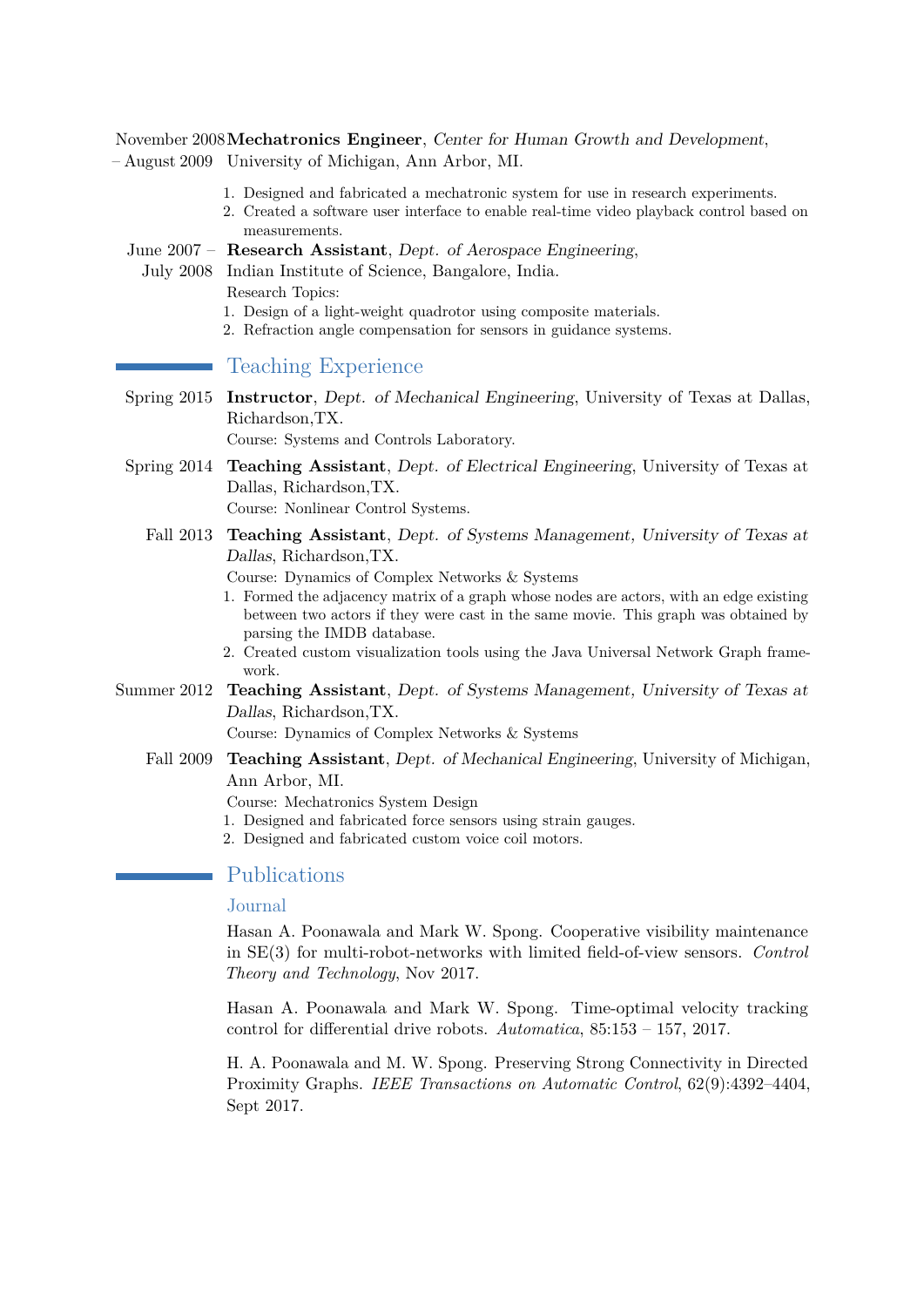November 2008 – August 2009 **Mechatronics Engineer**, *Center for Human Growth and Development*, University of Michigan, Ann Arbor, MI.

1. Designed and fabricated a mechatronic system for use in research experiments.
2. Created a software user interface to enable real-time video playback control based on measurements.

June 2007 – July 2008 **Research Assistant**, *Dept. of Aerospace Engineering*, Indian Institute of Science, Bangalore, India.

Research Topics:

1. Design of a light-weight quadrotor using composite materials.
2. Refraction angle compensation for sensors in guidance systems.

## Teaching Experience

Spring 2015 **Instructor**, *Dept. of Mechanical Engineering*, University of Texas at Dallas, Richardson,TX.

Course: Systems and Controls Laboratory.

Spring 2014 **Teaching Assistant**, *Dept. of Electrical Engineering*, University of Texas at Dallas, Richardson,TX.

Course: Nonlinear Control Systems.

Fall 2013 **Teaching Assistant**, *Dept. of Systems Management, University of Texas at Dallas*, Richardson,TX.

Course: Dynamics of Complex Networks & Systems

1. Formed the adjacency matrix of a graph whose nodes are actors, with an edge existing between two actors if they were cast in the same movie. This graph was obtained by parsing the IMDB database.
2. Created custom visualization tools using the Java Universal Network Graph framework.

Summer 2012 **Teaching Assistant**, *Dept. of Systems Management, University of Texas at Dallas*, Richardson,TX.

Course: Dynamics of Complex Networks & Systems

Fall 2009 **Teaching Assistant**, *Dept. of Mechanical Engineering*, University of Michigan, Ann Arbor, MI.

Course: Mechatronics System Design

1. Designed and fabricated force sensors using strain gauges.
2. Designed and fabricated custom voice coil motors.

## Publications

### Journal

Hasan A. Poonawala and Mark W. Spong. Cooperative visibility maintenance in SE(3) for multi-robot-networks with limited field-of-view sensors. *Control Theory and Technology*, Nov 2017.

Hasan A. Poonawala and Mark W. Spong. Time-optimal velocity tracking control for differential drive robots. *Automatica*, 85:153 – 157, 2017.

H. A. Poonawala and M. W. Spong. Preserving Strong Connectivity in Directed Proximity Graphs. *IEEE Transactions on Automatic Control*, 62(9):4392–4404, Sept 2017.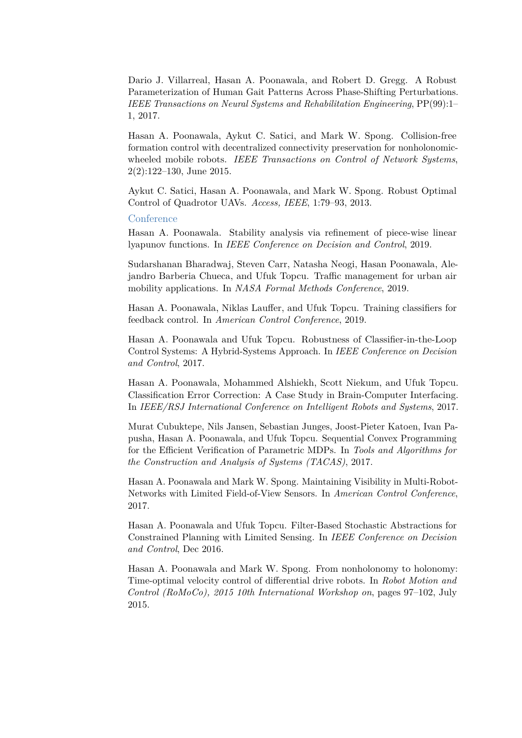Dario J. Villarreal, Hasan A. Poonawala, and Robert D. Gregg. A Robust Parameterization of Human Gait Patterns Across Phase-Shifting Perturbations. *IEEE Transactions on Neural Systems and Rehabilitation Engineering*, PP(99):1–1, 2017.

Hasan A. Poonawala, Aykut C. Satici, and Mark W. Spong. Collision-free formation control with decentralized connectivity preservation for nonholonomic-wheeled mobile robots. *IEEE Transactions on Control of Network Systems*, 2(2):122–130, June 2015.

Aykut C. Satici, Hasan A. Poonawala, and Mark W. Spong. Robust Optimal Control of Quadrotor UAVs. *Access, IEEE*, 1:79–93, 2013.

### Conference

Hasan A. Poonawala. Stability analysis via refinement of piece-wise linear lyapunov functions. In *IEEE Conference on Decision and Control*, 2019.

Sudarshanan Bharadwaj, Steven Carr, Natasha Neogi, Hasan Poonawala, Alejandro Barberia Chueca, and Ufuk Topcu. Traffic management for urban air mobility applications. In *NASA Formal Methods Conference*, 2019.

Hasan A. Poonawala, Niklas Lauffer, and Ufuk Topcu. Training classifiers for feedback control. In *American Control Conference*, 2019.

Hasan A. Poonawala and Ufuk Topcu. Robustness of Classifier-in-the-Loop Control Systems: A Hybrid-Systems Approach. In *IEEE Conference on Decision and Control*, 2017.

Hasan A. Poonawala, Mohammed Alshiekh, Scott Niekum, and Ufuk Topcu. Classification Error Correction: A Case Study in Brain-Computer Interfacing. In *IEEE/RSJ International Conference on Intelligent Robots and Systems*, 2017.

Murat Cubuktepe, Nils Jansen, Sebastian Junges, Joost-Pieter Katoen, Ivan Papusha, Hasan A. Poonawala, and Ufuk Topcu. Sequential Convex Programming for the Efficient Verification of Parametric MDPs. In *Tools and Algorithms for the Construction and Analysis of Systems (TACAS)*, 2017.

Hasan A. Poonawala and Mark W. Spong. Maintaining Visibility in Multi-Robot-Networks with Limited Field-of-View Sensors. In *American Control Conference*, 2017.

Hasan A. Poonawala and Ufuk Topcu. Filter-Based Stochastic Abstractions for Constrained Planning with Limited Sensing. In *IEEE Conference on Decision and Control*, Dec 2016.

Hasan A. Poonawala and Mark W. Spong. From nonholonomy to holonomy: Time-optimal velocity control of differential drive robots. In *Robot Motion and Control (RoMoCo), 2015 10th International Workshop on*, pages 97–102, July 2015.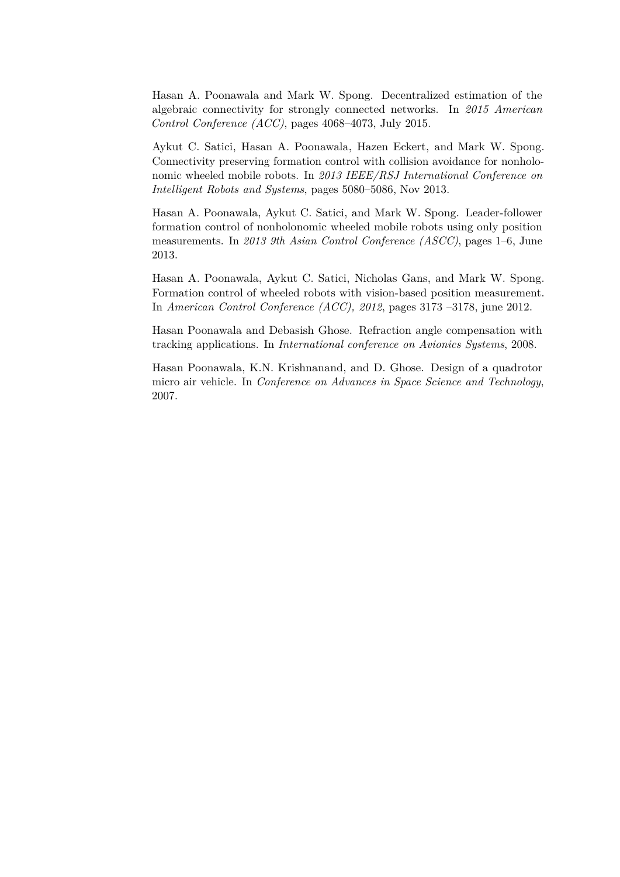Hasan A. Poonawala and Mark W. Spong. Decentralized estimation of the algebraic connectivity for strongly connected networks. In *2015 American Control Conference (ACC)*, pages 4068–4073, July 2015.

Aykut C. Satici, Hasan A. Poonawala, Hazen Eckert, and Mark W. Spong. Connectivity preserving formation control with collision avoidance for nonholonomic wheeled mobile robots. In *2013 IEEE/RSJ International Conference on Intelligent Robots and Systems*, pages 5080–5086, Nov 2013.

Hasan A. Poonawala, Aykut C. Satici, and Mark W. Spong. Leader-follower formation control of nonholonomic wheeled mobile robots using only position measurements. In *2013 9th Asian Control Conference (ASCC)*, pages 1–6, June 2013.

Hasan A. Poonawala, Aykut C. Satici, Nicholas Gans, and Mark W. Spong. Formation control of wheeled robots with vision-based position measurement. In *American Control Conference (ACC), 2012*, pages 3173 –3178, june 2012.

Hasan Poonawala and Debasish Ghose. Refraction angle compensation with tracking applications. In *International conference on Avionics Systems*, 2008.

Hasan Poonawala, K.N. Krishnanand, and D. Ghose. Design of a quadrotor micro air vehicle. In *Conference on Advances in Space Science and Technology*, 2007.